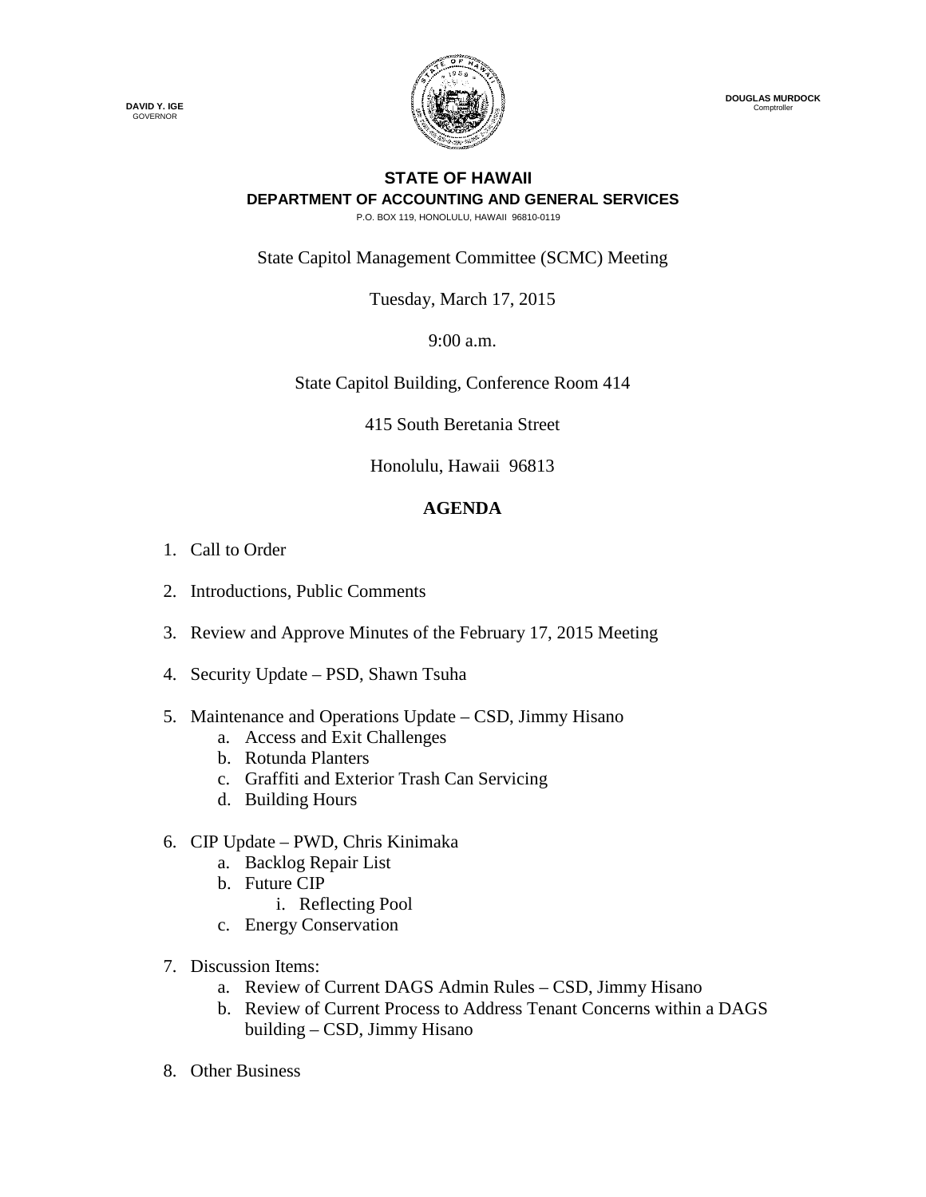**DAVID Y. IGE**
GOVERNOR

**DOUGLAS MURDOCK**
Comptroller

# STATE OF HAWAII
## DEPARTMENT OF ACCOUNTING AND GENERAL SERVICES

P.O. BOX 119, HONOLULU, HAWAII 96810-0119

State Capitol Management Committee (SCMC) Meeting

Tuesday, March 17, 2015

9:00 a.m.

State Capitol Building, Conference Room 414

415 South Beretania Street

Honolulu, Hawaii 96813

## AGENDA

1. Call to Order
2. Introductions, Public Comments
3. Review and Approve Minutes of the February 17, 2015 Meeting
4. Security Update – PSD, Shawn Tsuha
5. Maintenance and Operations Update – CSD, Jimmy Hisano
    a. Access and Exit Challenges
    b. Rotunda Planters
    c. Graffiti and Exterior Trash Can Servicing
    d. Building Hours
6. CIP Update – PWD, Chris Kinimaka
    a. Backlog Repair List
    b. Future CIP
        i. Reflecting Pool
    c. Energy Conservation
7. Discussion Items:
    a. Review of Current DAGS Admin Rules – CSD, Jimmy Hisano
    b. Review of Current Process to Address Tenant Concerns within a DAGS building – CSD, Jimmy Hisano
8. Other Business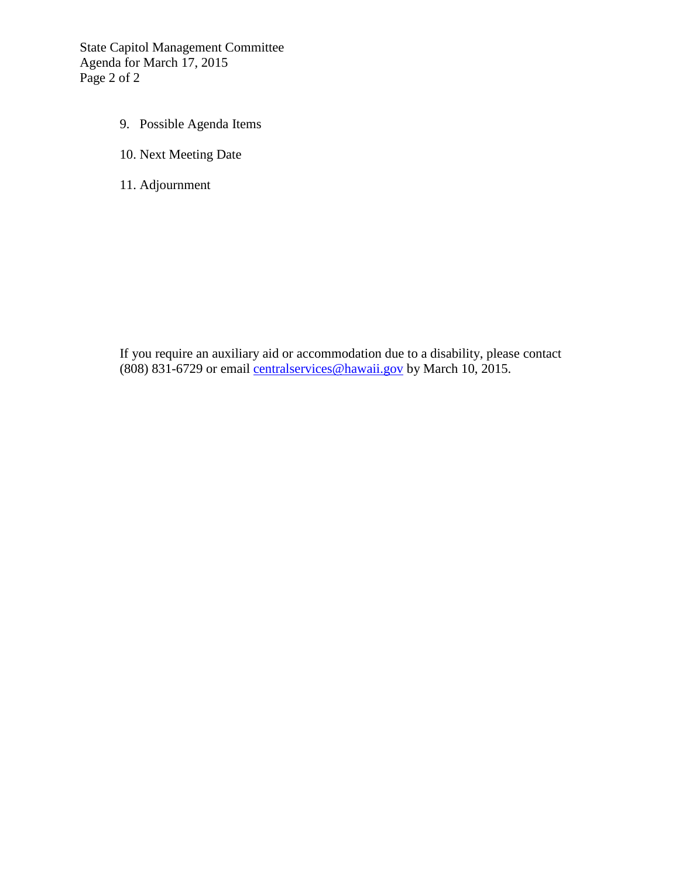9. Possible Agenda Items

10. Next Meeting Date

11. Adjournment

If you require an auxiliary aid or accommodation due to a disability, please contact (808) 831-6729 or email centralservices@hawaii.gov by March 10, 2015.